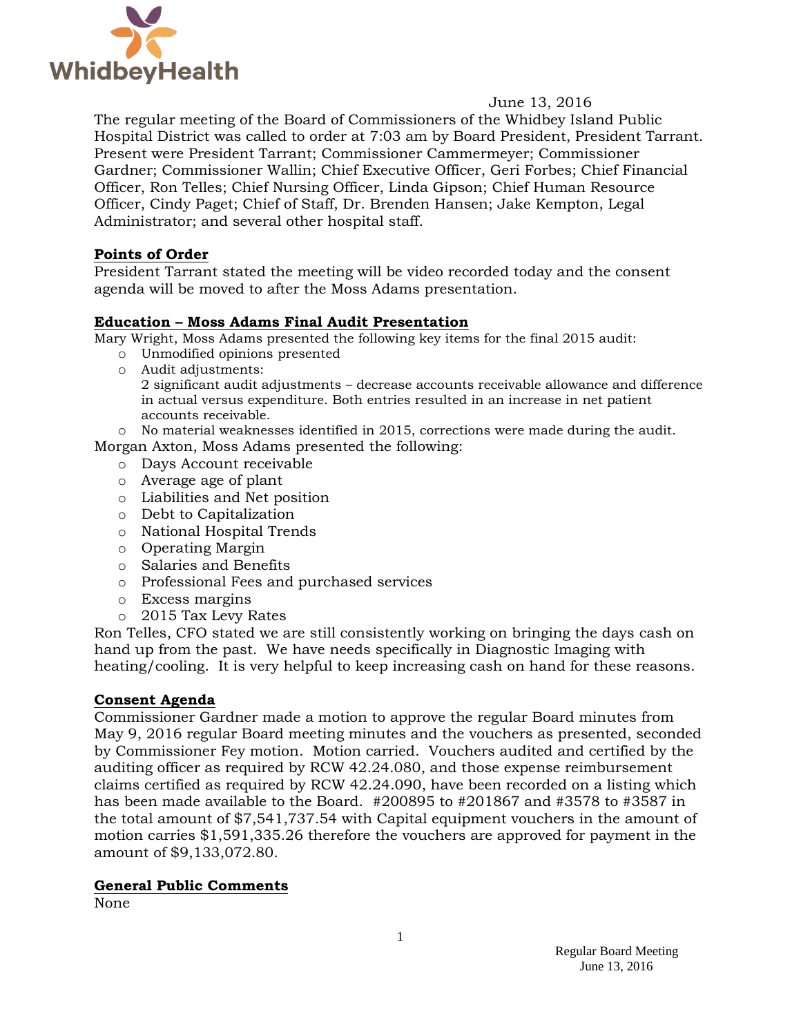June 13, 2016

The regular meeting of the Board of Commissioners of the Whidbey Island Public Hospital District was called to order at 7:03 am by Board President, President Tarrant. Present were President Tarrant; Commissioner Cammermeyer; Commissioner Gardner; Commissioner Wallin; Chief Executive Officer, Geri Forbes; Chief Financial Officer, Ron Telles; Chief Nursing Officer, Linda Gipson; Chief Human Resource Officer, Cindy Paget; Chief of Staff, Dr. Brenden Hansen; Jake Kempton, Legal Administrator; and several other hospital staff.

## Points of Order

President Tarrant stated the meeting will be video recorded today and the consent agenda will be moved to after the Moss Adams presentation.

## Education – Moss Adams Final Audit Presentation

Mary Wright, Moss Adams presented the following key items for the final 2015 audit:

- Unmodified opinions presented
- Audit adjustments:
  2 significant audit adjustments – decrease accounts receivable allowance and difference in actual versus expenditure. Both entries resulted in an increase in net patient accounts receivable.
- No material weaknesses identified in 2015, corrections were made during the audit.

Morgan Axton, Moss Adams presented the following:

- Days Account receivable
- Average age of plant
- Liabilities and Net position
- Debt to Capitalization
- National Hospital Trends
- Operating Margin
- Salaries and Benefits
- Professional Fees and purchased services
- Excess margins
- 2015 Tax Levy Rates

Ron Telles, CFO stated we are still consistently working on bringing the days cash on hand up from the past. We have needs specifically in Diagnostic Imaging with heating/cooling. It is very helpful to keep increasing cash on hand for these reasons.

## Consent Agenda

Commissioner Gardner made a motion to approve the regular Board minutes from May 9, 2016 regular Board meeting minutes and the vouchers as presented, seconded by Commissioner Fey motion. Motion carried. Vouchers audited and certified by the auditing officer as required by RCW 42.24.080, and those expense reimbursement claims certified as required by RCW 42.24.090, have been recorded on a listing which has been made available to the Board. #200895 to #201867 and #3578 to #3587 in the total amount of $7,541,737.54 with Capital equipment vouchers in the amount of motion carries $1,591,335.26 therefore the vouchers are approved for payment in the amount of $9,133,072.80.

## General Public Comments

None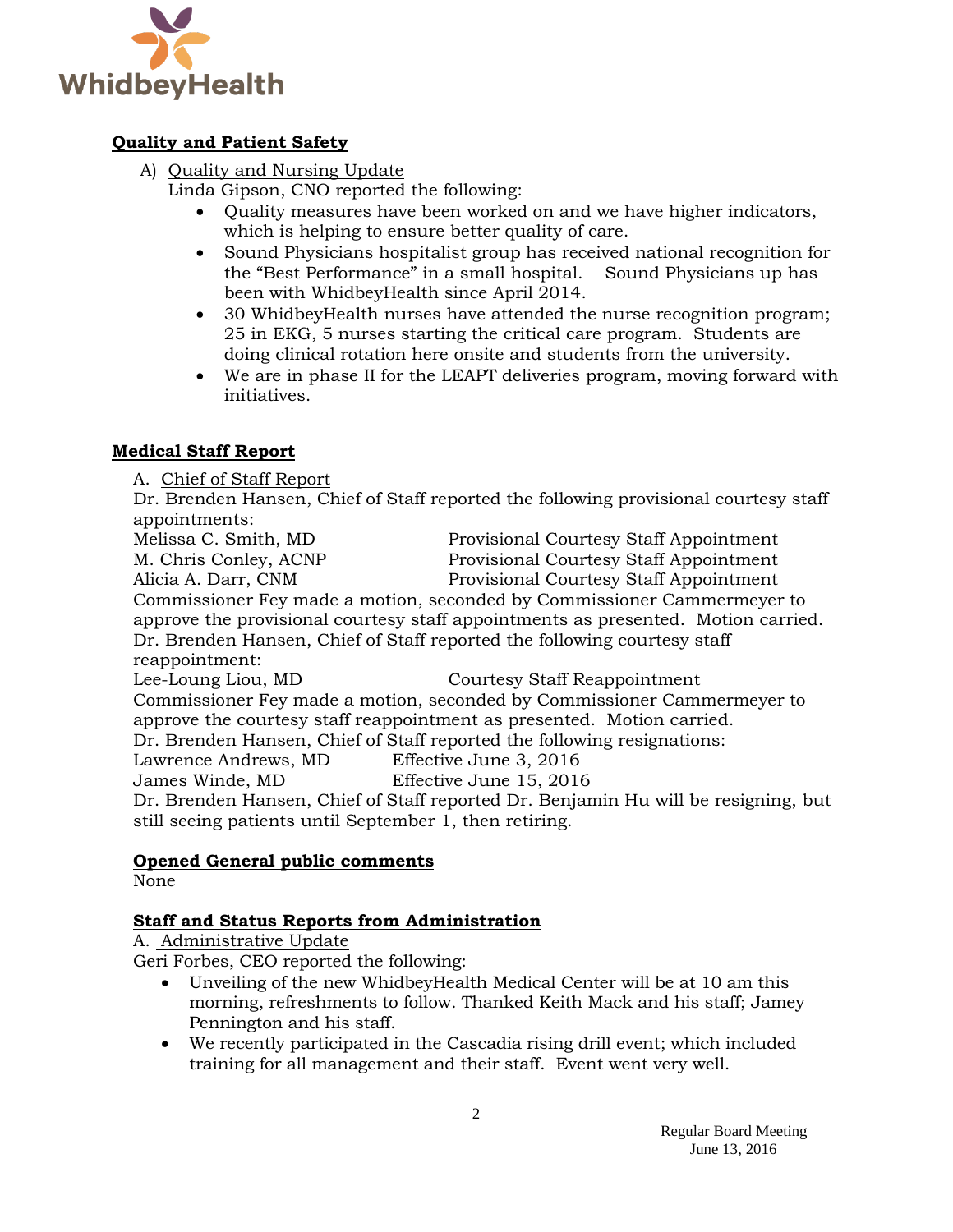## Quality and Patient Safety

A) Quality and Nursing Update
Linda Gipson, CNO reported the following:

- Quality measures have been worked on and we have higher indicators, which is helping to ensure better quality of care.
- Sound Physicians hospitalist group has received national recognition for the "Best Performance" in a small hospital. Sound Physicians up has been with WhidbeyHealth since April 2014.
- 30 WhidbeyHealth nurses have attended the nurse recognition program; 25 in EKG, 5 nurses starting the critical care program. Students are doing clinical rotation here onsite and students from the university.
- We are in phase II for the LEAPT deliveries program, moving forward with initiatives.

## Medical Staff Report

A. Chief of Staff Report
Dr. Brenden Hansen, Chief of Staff reported the following provisional courtesy staff appointments:

| | |
|---|---|
| Melissa C. Smith, MD | Provisional Courtesy Staff Appointment |
| M. Chris Conley, ACNP | Provisional Courtesy Staff Appointment |
| Alicia A. Darr, CNM | Provisional Courtesy Staff Appointment |

Commissioner Fey made a motion, seconded by Commissioner Cammermeyer to approve the provisional courtesy staff appointments as presented. Motion carried.
Dr. Brenden Hansen, Chief of Staff reported the following courtesy staff reappointment:

| | |
|---|---|
| Lee-Loung Liou, MD | Courtesy Staff Reappointment |

Commissioner Fey made a motion, seconded by Commissioner Cammermeyer to approve the courtesy staff reappointment as presented. Motion carried.
Dr. Brenden Hansen, Chief of Staff reported the following resignations:

| | |
|---|---|
| Lawrence Andrews, MD | Effective June 3, 2016 |
| James Winde, MD | Effective June 15, 2016 |

Dr. Brenden Hansen, Chief of Staff reported Dr. Benjamin Hu will be resigning, but still seeing patients until September 1, then retiring.

## Opened General public comments

None

## Staff and Status Reports from Administration

A. Administrative Update
Geri Forbes, CEO reported the following:

- Unveiling of the new WhidbeyHealth Medical Center will be at 10 am this morning, refreshments to follow. Thanked Keith Mack and his staff; Jamey Pennington and his staff.
- We recently participated in the Cascadia rising drill event; which included training for all management and their staff. Event went very well.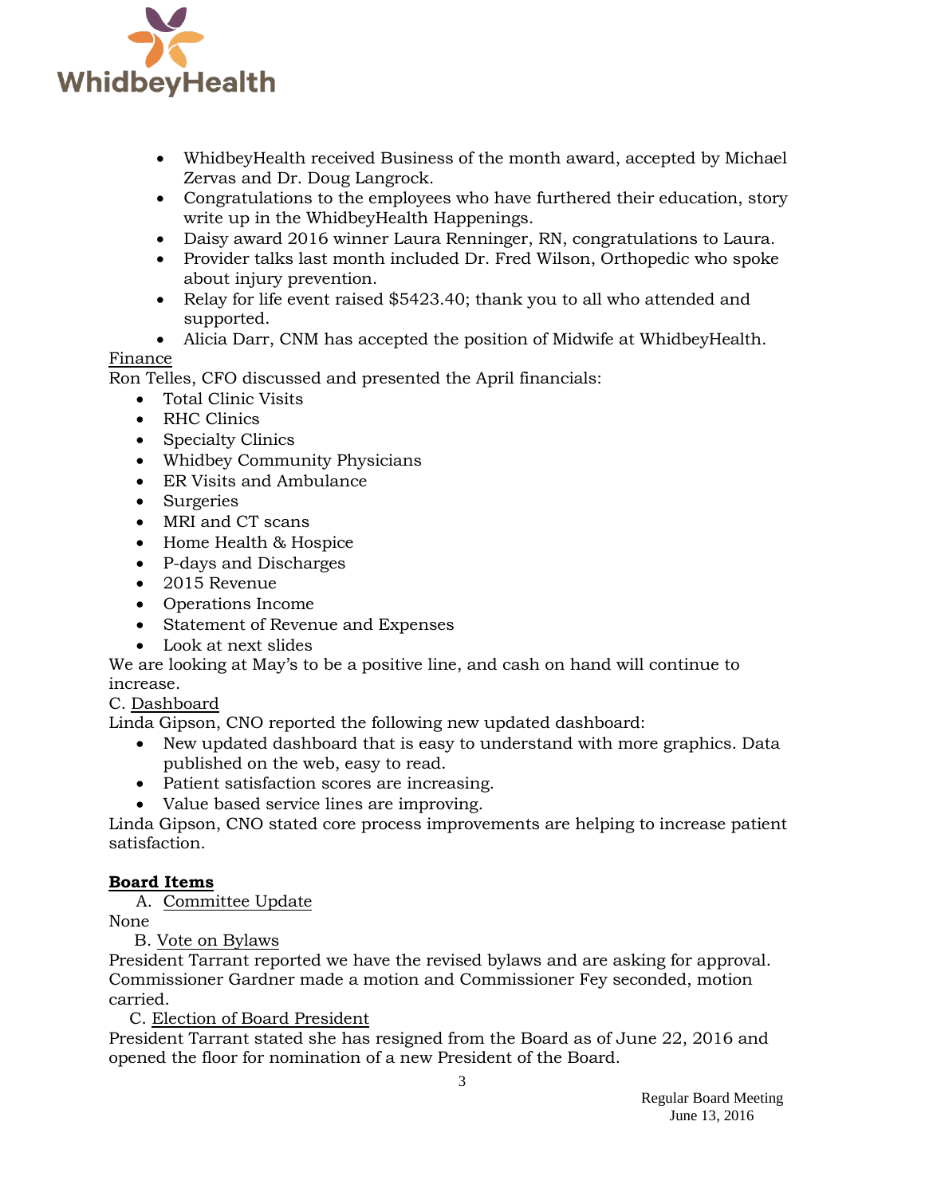- WhidbeyHealth received Business of the month award, accepted by Michael Zervas and Dr. Doug Langrock.
- Congratulations to the employees who have furthered their education, story write up in the WhidbeyHealth Happenings.
- Daisy award 2016 winner Laura Renninger, RN, congratulations to Laura.
- Provider talks last month included Dr. Fred Wilson, Orthopedic who spoke about injury prevention.
- Relay for life event raised $5423.40; thank you to all who attended and supported.
- Alicia Darr, CNM has accepted the position of Midwife at WhidbeyHealth.

<u>Finance</u>

Ron Telles, CFO discussed and presented the April financials:

- Total Clinic Visits
- RHC Clinics
- Specialty Clinics
- Whidbey Community Physicians
- ER Visits and Ambulance
- Surgeries
- MRI and CT scans
- Home Health & Hospice
- P-days and Discharges
- 2015 Revenue
- Operations Income
- Statement of Revenue and Expenses
- Look at next slides

We are looking at May's to be a positive line, and cash on hand will continue to increase.

C. <u>Dashboard</u>

Linda Gipson, CNO reported the following new updated dashboard:

- New updated dashboard that is easy to understand with more graphics. Data published on the web, easy to read.
- Patient satisfaction scores are increasing.
- Value based service lines are improving.

Linda Gipson, CNO stated core process improvements are helping to increase patient satisfaction.

## Board Items

A. <u>Committee Update</u>

None

B. <u>Vote on Bylaws</u>

President Tarrant reported we have the revised bylaws and are asking for approval. Commissioner Gardner made a motion and Commissioner Fey seconded, motion carried.

C. <u>Election of Board President</u>

President Tarrant stated she has resigned from the Board as of June 22, 2016 and opened the floor for nomination of a new President of the Board.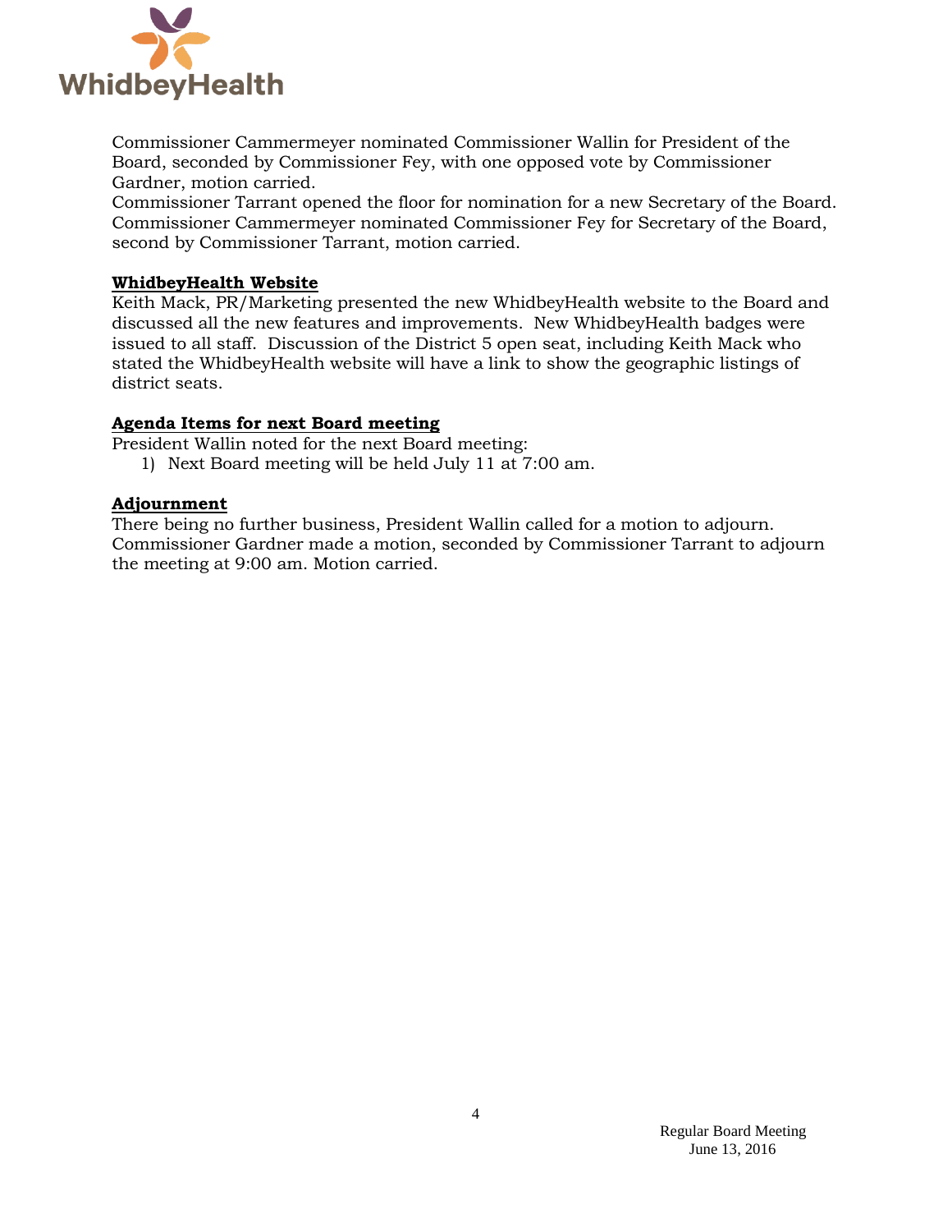Commissioner Cammermeyer nominated Commissioner Wallin for President of the Board, seconded by Commissioner Fey, with one opposed vote by Commissioner Gardner, motion carried.
Commissioner Tarrant opened the floor for nomination for a new Secretary of the Board. Commissioner Cammermeyer nominated Commissioner Fey for Secretary of the Board, second by Commissioner Tarrant, motion carried.

**WhidbeyHealth Website**

Keith Mack, PR/Marketing presented the new WhidbeyHealth website to the Board and discussed all the new features and improvements. New WhidbeyHealth badges were issued to all staff. Discussion of the District 5 open seat, including Keith Mack who stated the WhidbeyHealth website will have a link to show the geographic listings of district seats.

**Agenda Items for next Board meeting**

President Wallin noted for the next Board meeting:

1) Next Board meeting will be held July 11 at 7:00 am.

**Adjournment**

There being no further business, President Wallin called for a motion to adjourn. Commissioner Gardner made a motion, seconded by Commissioner Tarrant to adjourn the meeting at 9:00 am. Motion carried.